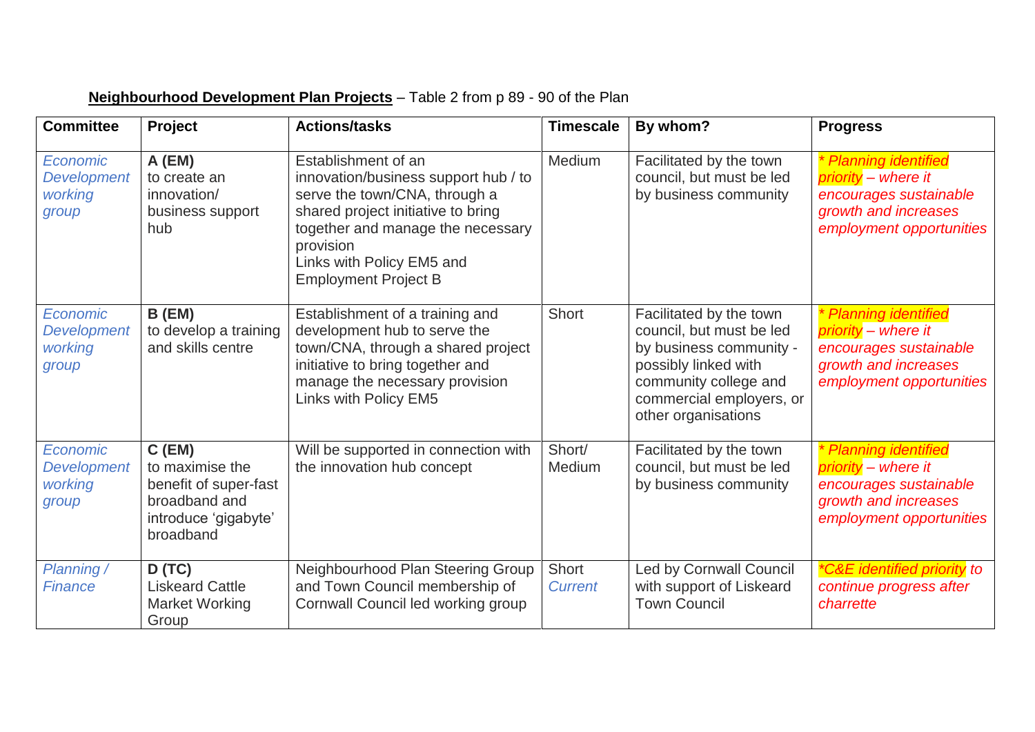**Neighbourhood Development Plan Projects** – Table 2 from p 89 - 90 of the Plan

| Committee | Project | Actions/tasks | Timescale | By whom? | Progress |
|---|---|---|---|---|---|
| *Economic Development working group* | **A (EM)** to create an innovation/ business support hub | Establishment of an innovation/business support hub / to serve the town/CNA, through a shared project initiative to bring together and manage the necessary provision Links with Policy EM5 and Employment Project B | Medium | Facilitated by the town council, but must be led by business community | *\* Planning identified priority – where it encourages sustainable growth and increases employment opportunities* |
| *Economic Development working group* | **B (EM)** to develop a training and skills centre | Establishment of a training and development hub to serve the town/CNA, through a shared project initiative to bring together and manage the necessary provision Links with Policy EM5 | Short | Facilitated by the town council, but must be led by business community - possibly linked with community college and commercial employers, or other organisations | *\* Planning identified priority – where it encourages sustainable growth and increases employment opportunities* |
| *Economic Development working group* | **C (EM)** to maximise the benefit of super-fast broadband and introduce 'gigabyte' broadband | Will be supported in connection with the innovation hub concept | Short/ Medium | Facilitated by the town council, but must be led by business community | *\* Planning identified priority – where it encourages sustainable growth and increases employment opportunities* |
| *Planning / Finance* | **D (TC)** Liskeard Cattle Market Working Group | Neighbourhood Plan Steering Group and Town Council membership of Cornwall Council led working group | Short *Current* | Led by Cornwall Council with support of Liskeard Town Council | *\*C&E identified priority to continue progress after charrette* |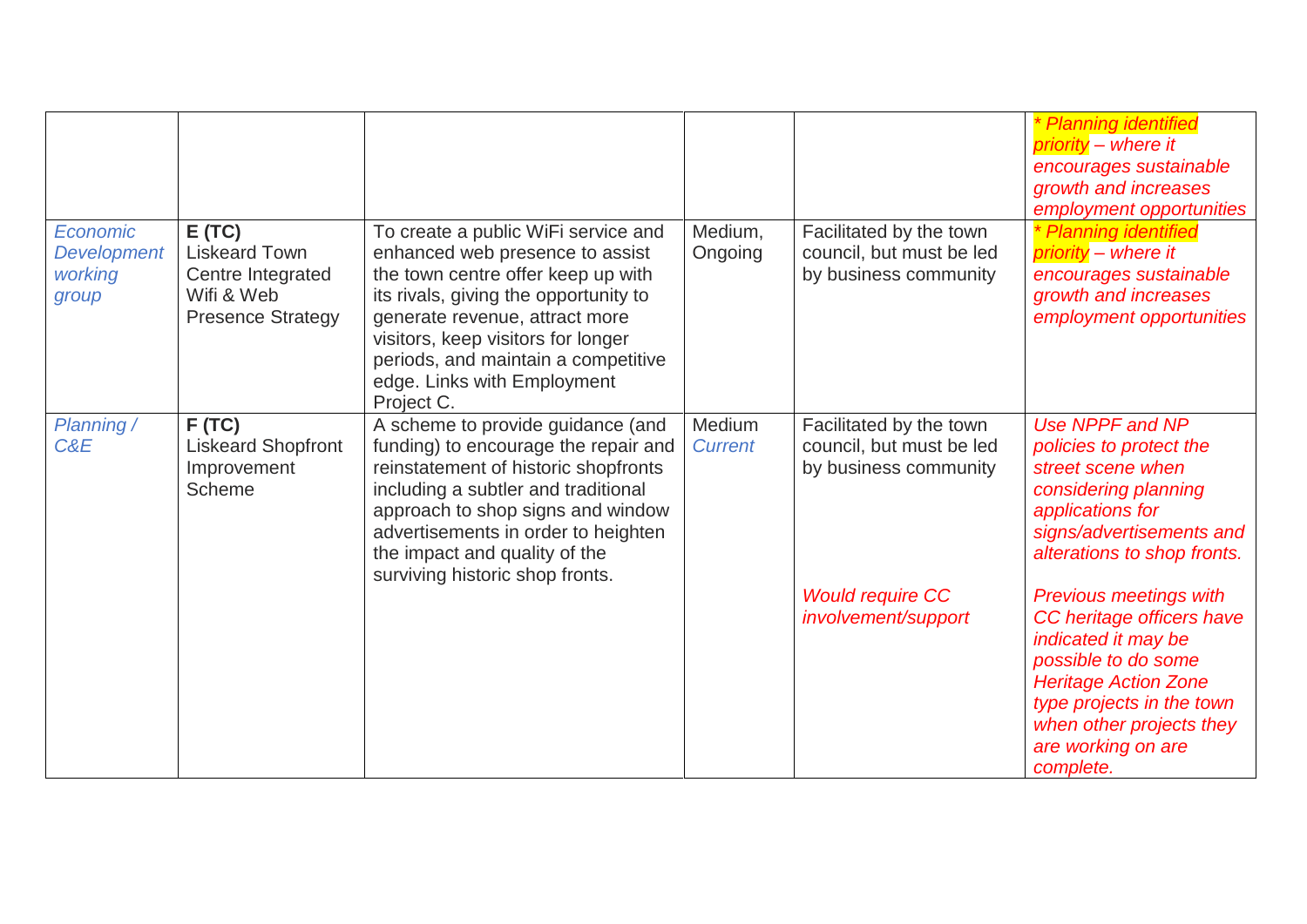| | | | | | |
|---|---|---|---|---|---|
| | | | | | *\* Planning identified priority – where it encourages sustainable growth and increases employment opportunities* |
| *Economic Development working group* | **E (TC)** Liskeard Town Centre Integrated Wifi & Web Presence Strategy | To create a public WiFi service and enhanced web presence to assist the town centre offer keep up with its rivals, giving the opportunity to generate revenue, attract more visitors, keep visitors for longer periods, and maintain a competitive edge. Links with Employment Project C. | Medium, Ongoing | Facilitated by the town council, but must be led by business community | *\* Planning identified priority – where it encourages sustainable growth and increases employment opportunities* |
| *Planning / C&E* | **F (TC)** Liskeard Shopfront Improvement Scheme | A scheme to provide guidance (and funding) to encourage the repair and reinstatement of historic shopfronts including a subtler and traditional approach to shop signs and window advertisements in order to heighten the impact and quality of the surviving historic shop fronts. | Medium *Current* | Facilitated by the town council, but must be led by business community<br><br>*Would require CC involvement/support* | *Use NPPF and NP policies to protect the street scene when considering planning applications for signs/advertisements and alterations to shop fronts.*<br><br>*Previous meetings with CC heritage officers have indicated it may be possible to do some Heritage Action Zone type projects in the town when other projects they are working on are complete.* |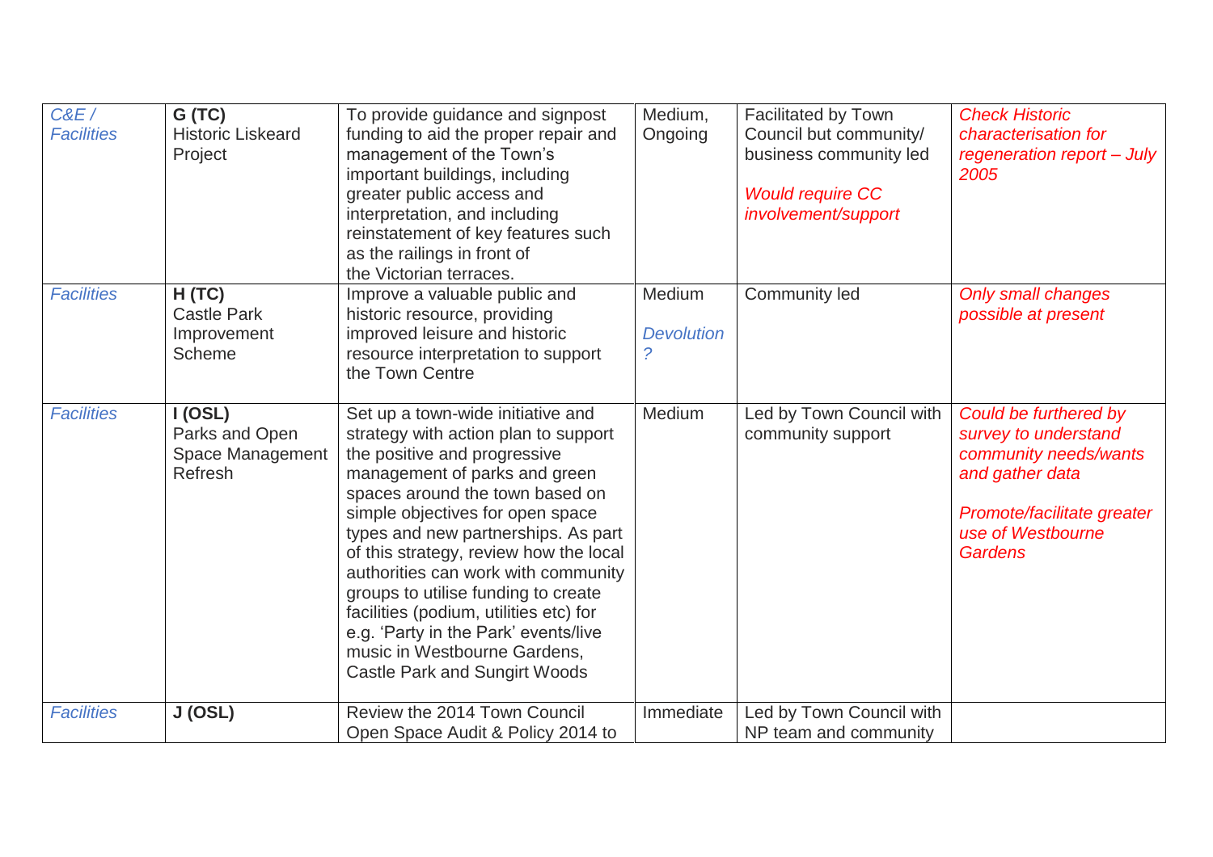| *C&E / Facilities* | **G (TC)** Historic Liskeard Project | To provide guidance and signpost funding to aid the proper repair and management of the Town's important buildings, including greater public access and interpretation, and including reinstatement of key features such as the railings in front of the Victorian terraces. | Medium, Ongoing | Facilitated by Town Council but community/ business community led<br><br>*Would require CC involvement/support* | *Check Historic characterisation for regeneration report – July 2005* |
|---|---|---|---|---|---|
| *Facilities* | **H (TC)** Castle Park Improvement Scheme | Improve a valuable public and historic resource, providing improved leisure and historic resource interpretation to support the Town Centre | Medium<br><br>*Devolution ?* | Community led | *Only small changes possible at present* |
| *Facilities* | **I (OSL)** Parks and Open Space Management Refresh | Set up a town-wide initiative and strategy with action plan to support the positive and progressive management of parks and green spaces around the town based on simple objectives for open space types and new partnerships. As part of this strategy, review how the local authorities can work with community groups to utilise funding to create facilities (podium, utilities etc) for e.g. 'Party in the Park' events/live music in Westbourne Gardens, Castle Park and Sungirt Woods | Medium | Led by Town Council with community support | *Could be furthered by survey to understand community needs/wants and gather data*<br><br>*Promote/facilitate greater use of Westbourne Gardens* |
| *Facilities* | **J (OSL)** | Review the 2014 Town Council Open Space Audit & Policy 2014 to | Immediate | Led by Town Council with NP team and community | |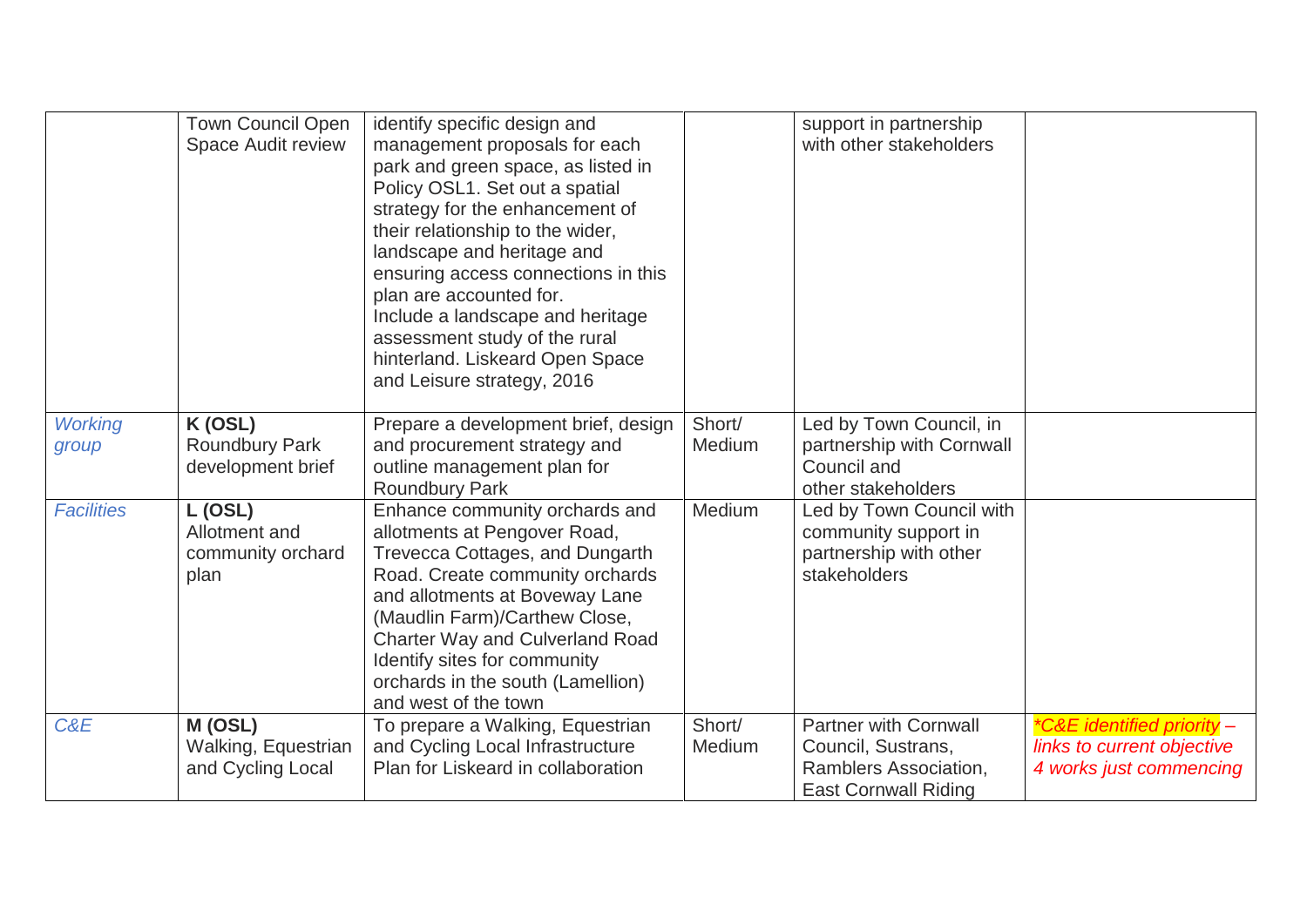| | | | | | |
|---|---|---|---|---|---|
| | Town Council Open Space Audit review | identify specific design and management proposals for each park and green space, as listed in Policy OSL1. Set out a spatial strategy for the enhancement of their relationship to the wider, landscape and heritage and ensuring access connections in this plan are accounted for.<br>Include a landscape and heritage assessment study of the rural hinterland. Liskeard Open Space and Leisure strategy, 2016 | | support in partnership with other stakeholders | |
| *Working group* | **K (OSL)**<br>Roundbury Park development brief | Prepare a development brief, design and procurement strategy and outline management plan for Roundbury Park | Short/ Medium | Led by Town Council, in partnership with Cornwall Council and other stakeholders | |
| *Facilities* | **L (OSL)**<br>Allotment and community orchard plan | Enhance community orchards and allotments at Pengover Road, Trevecca Cottages, and Dungarth Road. Create community orchards and allotments at Boveway Lane (Maudlin Farm)/Carthew Close, Charter Way and Culverland Road Identify sites for community orchards in the south (Lamellion) and west of the town | Medium | Led by Town Council with community support in partnership with other stakeholders | |
| *C&E* | **M (OSL)**<br>Walking, Equestrian and Cycling Local | To prepare a Walking, Equestrian and Cycling Local Infrastructure Plan for Liskeard in collaboration | Short/ Medium | Partner with Cornwall Council, Sustrans, Ramblers Association, East Cornwall Riding | *\*C&E identified priority – links to current objective 4 works just commencing* |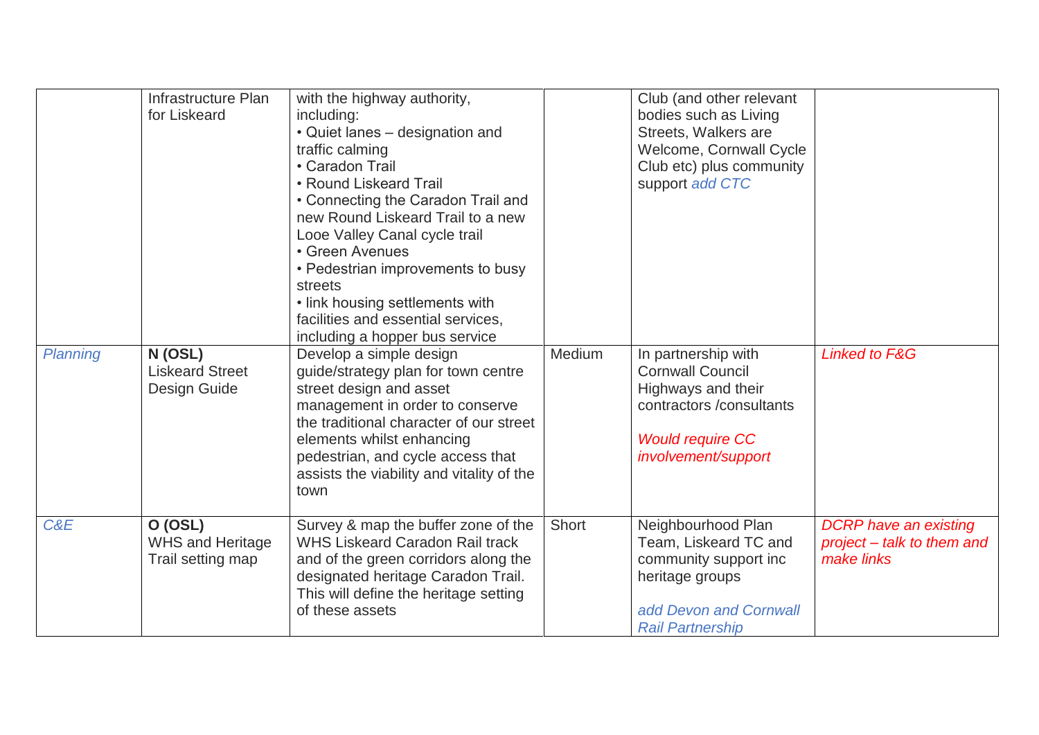| | | | | | |
|---|---|---|---|---|---|
| | Infrastructure Plan for Liskeard | with the highway authority, including:<br>• Quiet lanes – designation and traffic calming<br>• Caradon Trail<br>• Round Liskeard Trail<br>• Connecting the Caradon Trail and new Round Liskeard Trail to a new Looe Valley Canal cycle trail<br>• Green Avenues<br>• Pedestrian improvements to busy streets<br>• link housing settlements with facilities and essential services, including a hopper bus service | | Club (and other relevant bodies such as Living Streets, Walkers are Welcome, Cornwall Cycle Club etc) plus community support *add CTC* | |
| *Planning* | **N (OSL)**<br>Liskeard Street Design Guide | Develop a simple design guide/strategy plan for town centre street design and asset management in order to conserve the traditional character of our street elements whilst enhancing pedestrian, and cycle access that assists the viability and vitality of the town | Medium | In partnership with Cornwall Council Highways and their contractors /consultants<br><br>*Would require CC involvement/support* | *Linked to F&G* |
| *C&E* | **O (OSL)**<br>WHS and Heritage Trail setting map | Survey & map the buffer zone of the WHS Liskeard Caradon Rail track and of the green corridors along the designated heritage Caradon Trail. This will define the heritage setting of these assets | Short | Neighbourhood Plan Team, Liskeard TC and community support inc heritage groups<br><br>*add Devon and Cornwall Rail Partnership* | *DCRP have an existing project – talk to them and make links* |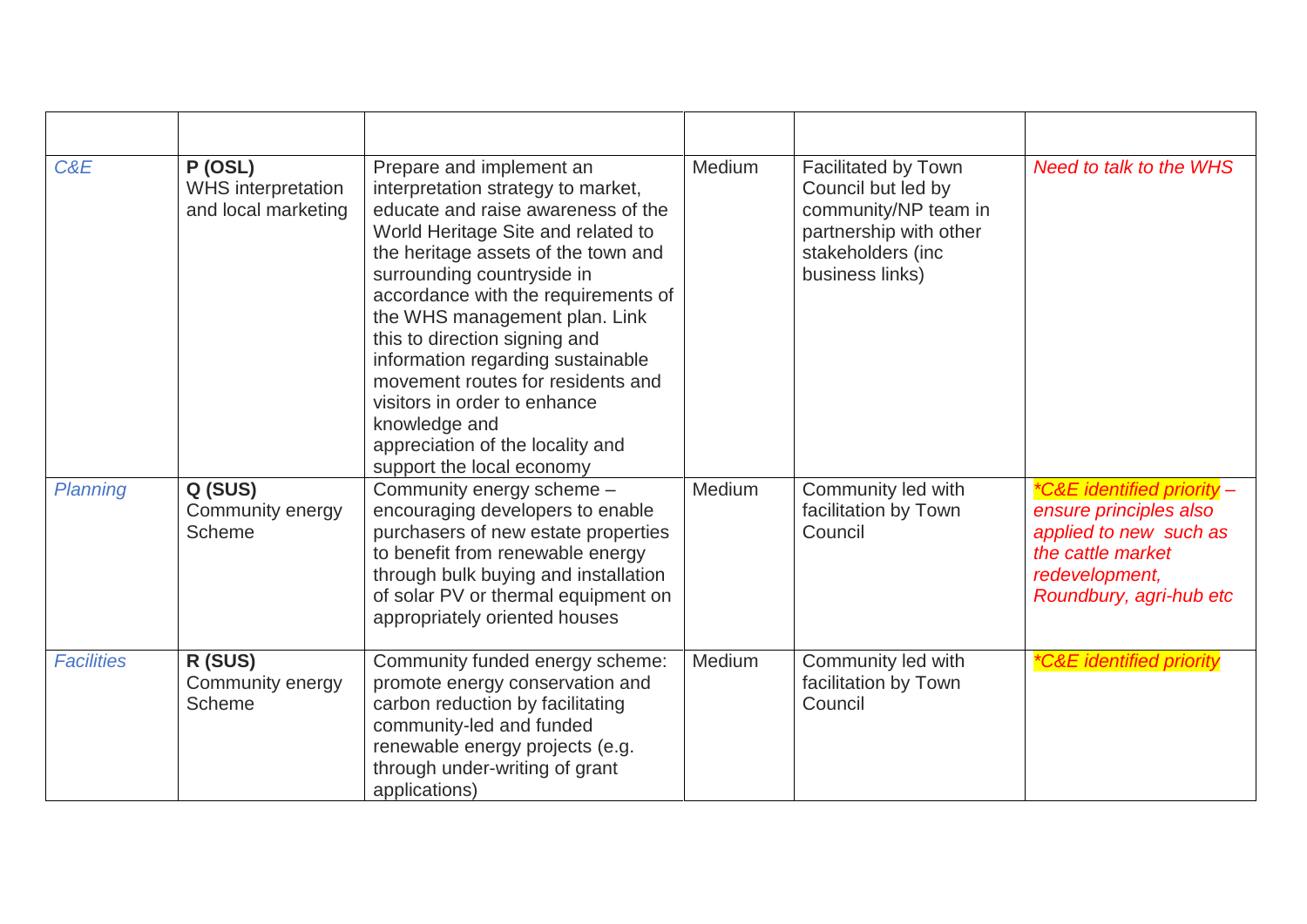| | | | | | |
|---|---|---|---|---|---|
| *C&E* | **P (OSL)**<br>WHS interpretation and local marketing | Prepare and implement an interpretation strategy to market, educate and raise awareness of the World Heritage Site and related to the heritage assets of the town and surrounding countryside in accordance with the requirements of the WHS management plan. Link this to direction signing and information regarding sustainable movement routes for residents and visitors in order to enhance knowledge and appreciation of the locality and support the local economy | Medium | Facilitated by Town Council but led by community/NP team in partnership with other stakeholders (inc business links) | *Need to talk to the WHS* |
| *Planning* | **Q (SUS)**<br>Community energy Scheme | Community energy scheme – encouraging developers to enable purchasers of new estate properties to benefit from renewable energy through bulk buying and installation of solar PV or thermal equipment on appropriately oriented houses | Medium | Community led with facilitation by Town Council | *\*C&E identified priority – ensure principles also applied to new such as the cattle market redevelopment, Roundbury, agri-hub etc* |
| *Facilities* | **R (SUS)**<br>Community energy Scheme | Community funded energy scheme: promote energy conservation and carbon reduction by facilitating community-led and funded renewable energy projects (e.g. through under-writing of grant applications) | Medium | Community led with facilitation by Town Council | *\*C&E identified priority* |